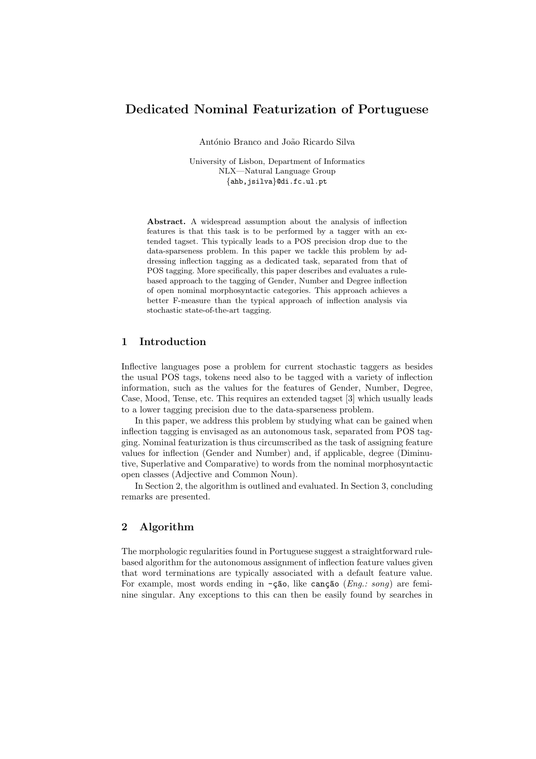# Dedicated Nominal Featurization of Portuguese

António Branco and João Ricardo Silva

University of Lisbon, Department of Informatics
NLX—Natural Language Group
{ahb,jsilva}@di.fc.ul.pt

**Abstract.** A widespread assumption about the analysis of inflection features is that this task is to be performed by a tagger with an extended tagset. This typically leads to a POS precision drop due to the data-sparseness problem. In this paper we tackle this problem by addressing inflection tagging as a dedicated task, separated from that of POS tagging. More specifically, this paper describes and evaluates a rule-based approach to the tagging of Gender, Number and Degree inflection of open nominal morphosyntactic categories. This approach achieves a better F-measure than the typical approach of inflection analysis via stochastic state-of-the-art tagging.

## 1 Introduction

Inflective languages pose a problem for current stochastic taggers as besides the usual POS tags, tokens need also to be tagged with a variety of inflection information, such as the values for the features of Gender, Number, Degree, Case, Mood, Tense, etc. This requires an extended tagset [3] which usually leads to a lower tagging precision due to the data-sparseness problem.

In this paper, we address this problem by studying what can be gained when inflection tagging is envisaged as an autonomous task, separated from POS tagging. Nominal featurization is thus circumscribed as the task of assigning feature values for inflection (Gender and Number) and, if applicable, degree (Diminutive, Superlative and Comparative) to words from the nominal morphosyntactic open classes (Adjective and Common Noun).

In Section 2, the algorithm is outlined and evaluated. In Section 3, concluding remarks are presented.

## 2 Algorithm

The morphologic regularities found in Portuguese suggest a straightforward rule-based algorithm for the autonomous assignment of inflection feature values given that word terminations are typically associated with a default feature value. For example, most words ending in `-ção`, like `canção` (*Eng.: song*) are feminine singular. Any exceptions to this can then be easily found by searches in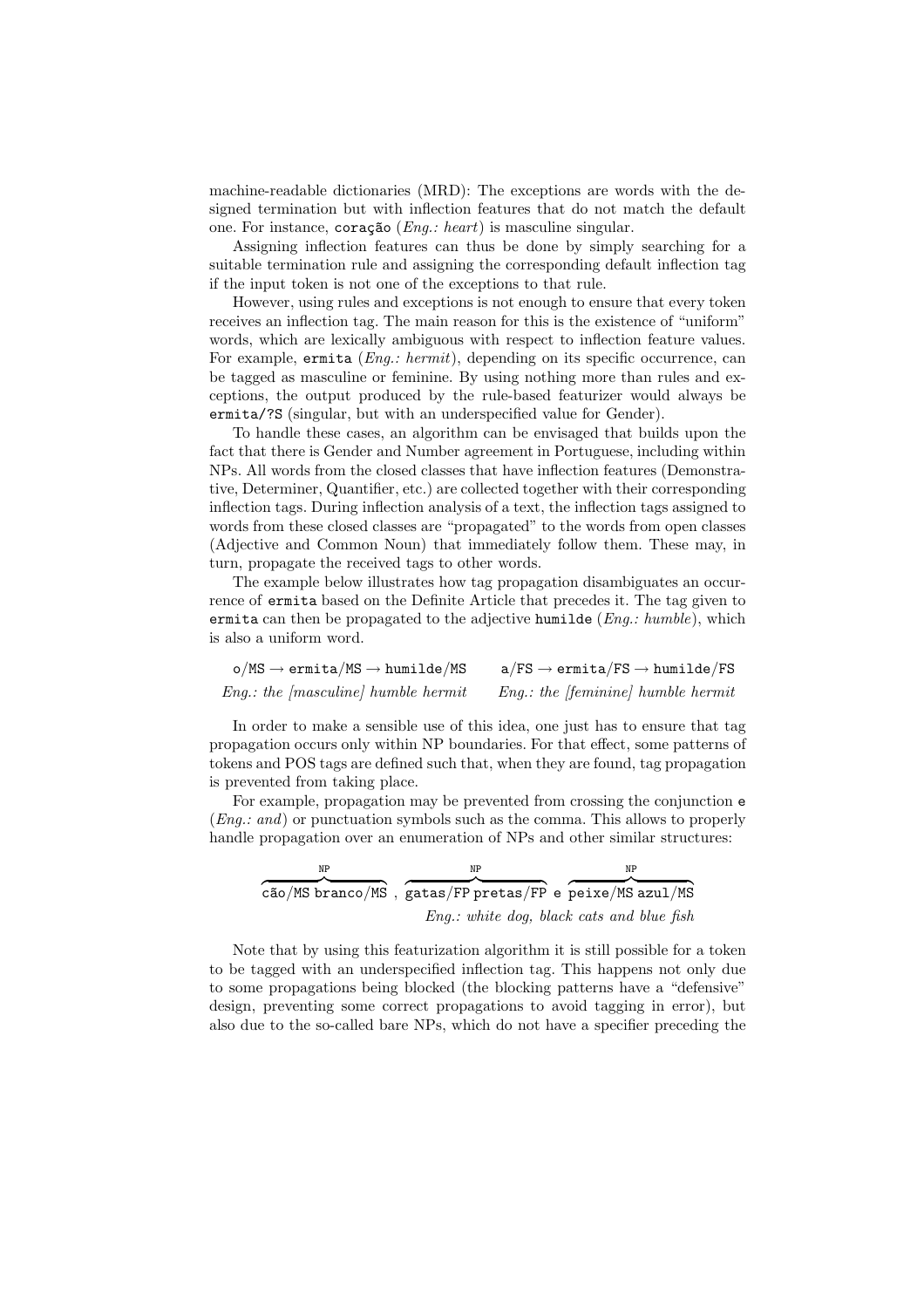machine-readable dictionaries (MRD): The exceptions are words with the designed termination but with inflection features that do not match the default one. For instance, `coração` (*Eng.: heart*) is masculine singular.

Assigning inflection features can thus be done by simply searching for a suitable termination rule and assigning the corresponding default inflection tag if the input token is not one of the exceptions to that rule.

However, using rules and exceptions is not enough to ensure that every token receives an inflection tag. The main reason for this is the existence of "uniform" words, which are lexically ambiguous with respect to inflection feature values. For example, `ermita` (*Eng.: hermit*), depending on its specific occurrence, can be tagged as masculine or feminine. By using nothing more than rules and exceptions, the output produced by the rule-based featurizer would always be `ermita/?S` (singular, but with an underspecified value for Gender).

To handle these cases, an algorithm can be envisaged that builds upon the fact that there is Gender and Number agreement in Portuguese, including within NPs. All words from the closed classes that have inflection features (Demonstrative, Determiner, Quantifier, etc.) are collected together with their corresponding inflection tags. During inflection analysis of a text, the inflection tags assigned to words from these closed classes are "propagated" to the words from open classes (Adjective and Common Noun) that immediately follow them. These may, in turn, propagate the received tags to other words.

The example below illustrates how tag propagation disambiguates an occurrence of `ermita` based on the Definite Article that precedes it. The tag given to `ermita` can then be propagated to the adjective `humilde` (*Eng.: humble*), which is also a uniform word.

| `o/MS` → `ermita/MS` → `humilde/MS` | `a/FS` → `ermita/FS` → `humilde/FS` |
|---|---|
| *Eng.: the [masculine] humble hermit* | *Eng.: the [feminine] humble hermit* |

In order to make a sensible use of this idea, one just has to ensure that tag propagation occurs only within NP boundaries. For that effect, some patterns of tokens and POS tags are defined such that, when they are found, tag propagation is prevented from taking place.

For example, propagation may be prevented from crossing the conjunction `e` (*Eng.: and*) or punctuation symbols such as the comma. This allows to properly handle propagation over an enumeration of NPs and other similar structures:

$$\overbrace{\texttt{cão/MS branco/MS}}^{\texttt{NP}}\ ,\ \overbrace{\texttt{gatas/FP pretas/FP}}^{\texttt{NP}}\ \texttt{e}\ \overbrace{\texttt{peixe/MS azul/MS}}^{\texttt{NP}}$$

*Eng.: white dog, black cats and blue fish*

Note that by using this featurization algorithm it is still possible for a token to be tagged with an underspecified inflection tag. This happens not only due to some propagations being blocked (the blocking patterns have a "defensive" design, preventing some correct propagations to avoid tagging in error), but also due to the so-called bare NPs, which do not have a specifier preceding the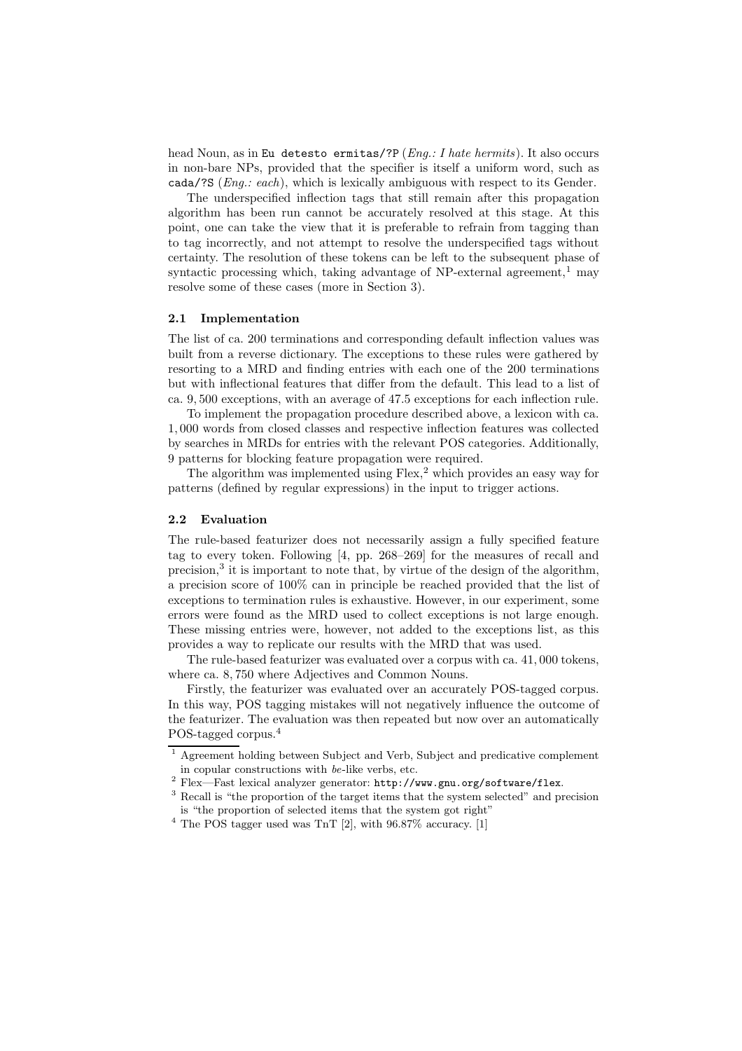head Noun, as in `Eu detesto ermitas/?P` (*Eng.: I hate hermits*). It also occurs in non-bare NPs, provided that the specifier is itself a uniform word, such as `cada/?S` (*Eng.: each*), which is lexically ambiguous with respect to its Gender.

The underspecified inflection tags that still remain after this propagation algorithm has been run cannot be accurately resolved at this stage. At this point, one can take the view that it is preferable to refrain from tagging than to tag incorrectly, and not attempt to resolve the underspecified tags without certainty. The resolution of these tokens can be left to the subsequent phase of syntactic processing which, taking advantage of NP-external agreement,[1] may resolve some of these cases (more in Section 3).

### 2.1 Implementation

The list of ca. 200 terminations and corresponding default inflection values was built from a reverse dictionary. The exceptions to these rules were gathered by resorting to a MRD and finding entries with each one of the 200 terminations but with inflectional features that differ from the default. This lead to a list of ca. 9,500 exceptions, with an average of 47.5 exceptions for each inflection rule.

To implement the propagation procedure described above, a lexicon with ca. 1,000 words from closed classes and respective inflection features was collected by searches in MRDs for entries with the relevant POS categories. Additionally, 9 patterns for blocking feature propagation were required.

The algorithm was implemented using Flex,[2] which provides an easy way for patterns (defined by regular expressions) in the input to trigger actions.

### 2.2 Evaluation

The rule-based featurizer does not necessarily assign a fully specified feature tag to every token. Following [4, pp. 268–269] for the measures of recall and precision,[3] it is important to note that, by virtue of the design of the algorithm, a precision score of 100% can in principle be reached provided that the list of exceptions to termination rules is exhaustive. However, in our experiment, some errors were found as the MRD used to collect exceptions is not large enough. These missing entries were, however, not added to the exceptions list, as this provides a way to replicate our results with the MRD that was used.

The rule-based featurizer was evaluated over a corpus with ca. 41,000 tokens, where ca. 8,750 where Adjectives and Common Nouns.

Firstly, the featurizer was evaluated over an accurately POS-tagged corpus. In this way, POS tagging mistakes will not negatively influence the outcome of the featurizer. The evaluation was then repeated but now over an automatically POS-tagged corpus.[4]

---

[1] Agreement holding between Subject and Verb, Subject and predicative complement in copular constructions with *be*-like verbs, etc.

[2] Flex—Fast lexical analyzer generator: `http://www.gnu.org/software/flex`.

[3] Recall is "the proportion of the target items that the system selected" and precision is "the proportion of selected items that the system got right"

[4] The POS tagger used was TnT [2], with 96.87% accuracy. [1]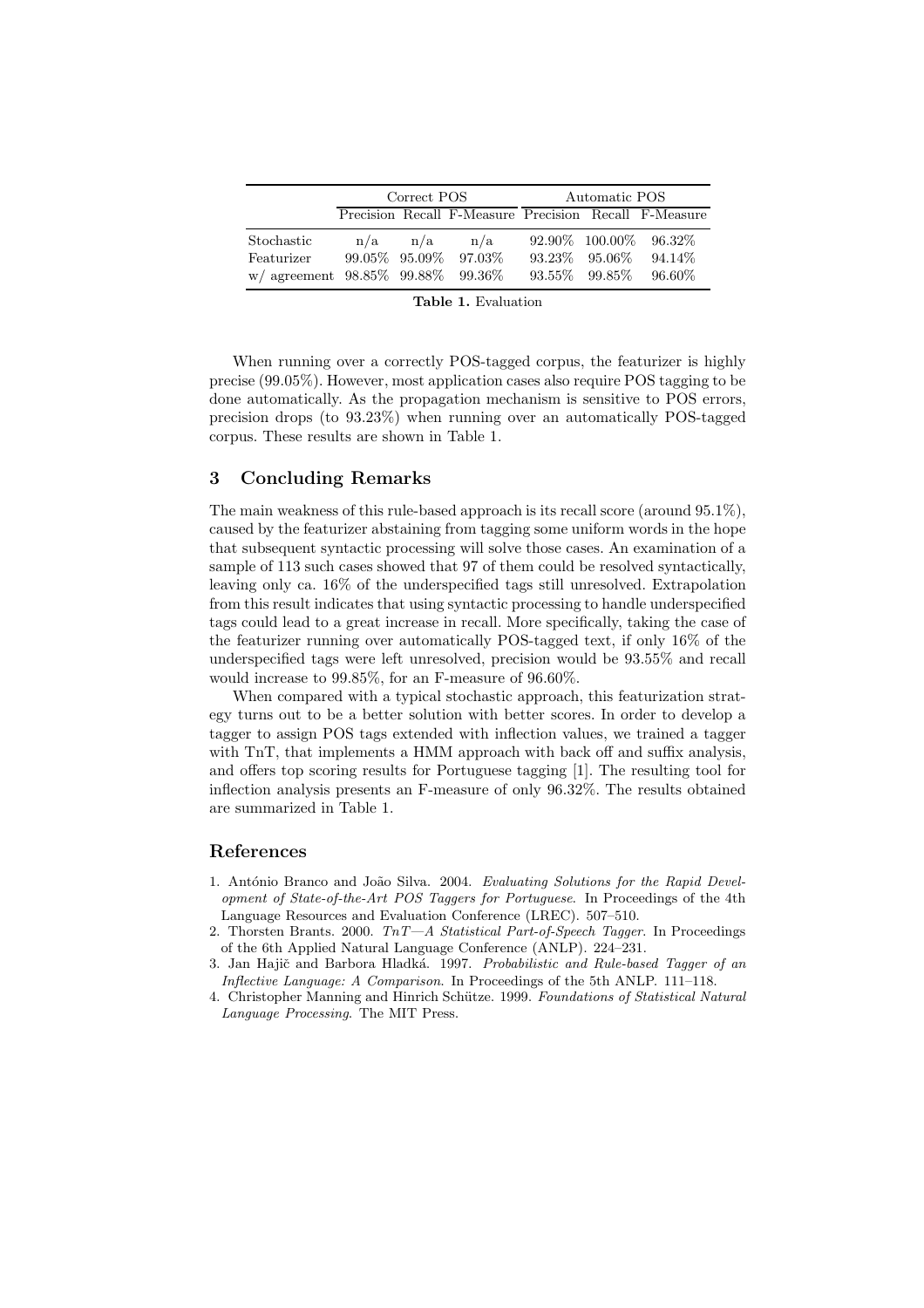| | Correct POS | | | Automatic POS | | |
|---|---|---|---|---|---|---|
| | Precision | Recall | F-Measure | Precision | Recall | F-Measure |
| Stochastic | n/a | n/a | n/a | 92.90% | 100.00% | 96.32% |
| Featurizer | 99.05% | 95.09% | 97.03% | 93.23% | 95.06% | 94.14% |
| w/ agreement | 98.85% | 99.88% | 99.36% | 93.55% | 99.85% | 96.60% |

**Table 1.** Evaluation

When running over a correctly POS-tagged corpus, the featurizer is highly precise (99.05%). However, most application cases also require POS tagging to be done automatically. As the propagation mechanism is sensitive to POS errors, precision drops (to 93.23%) when running over an automatically POS-tagged corpus. These results are shown in Table 1.

## 3 Concluding Remarks

The main weakness of this rule-based approach is its recall score (around 95.1%), caused by the featurizer abstaining from tagging some uniform words in the hope that subsequent syntactic processing will solve those cases. An examination of a sample of 113 such cases showed that 97 of them could be resolved syntactically, leaving only ca. 16% of the underspecified tags still unresolved. Extrapolation from this result indicates that using syntactic processing to handle underspecified tags could lead to a great increase in recall. More specifically, taking the case of the featurizer running over automatically POS-tagged text, if only 16% of the underspecified tags were left unresolved, precision would be 93.55% and recall would increase to 99.85%, for an F-measure of 96.60%.

When compared with a typical stochastic approach, this featurization strategy turns out to be a better solution with better scores. In order to develop a tagger to assign POS tags extended with inflection values, we trained a tagger with TnT, that implements a HMM approach with back off and suffix analysis, and offers top scoring results for Portuguese tagging [1]. The resulting tool for inflection analysis presents an F-measure of only 96.32%. The results obtained are summarized in Table 1.

## References

1. António Branco and João Silva. 2004. *Evaluating Solutions for the Rapid Development of State-of-the-Art POS Taggers for Portuguese*. In Proceedings of the 4th Language Resources and Evaluation Conference (LREC). 507–510.
2. Thorsten Brants. 2000. *TnT—A Statistical Part-of-Speech Tagger*. In Proceedings of the 6th Applied Natural Language Conference (ANLP). 224–231.
3. Jan Hajič and Barbora Hladká. 1997. *Probabilistic and Rule-based Tagger of an Inflective Language: A Comparison*. In Proceedings of the 5th ANLP. 111–118.
4. Christopher Manning and Hinrich Schütze. 1999. *Foundations of Statistical Natural Language Processing*. The MIT Press.